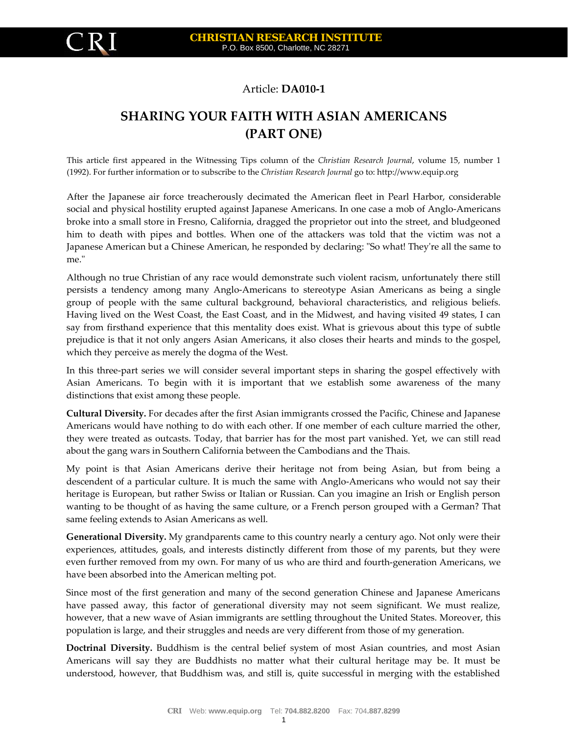Article: **DA010-1**

# SHARING YOUR FAITH WITH ASIAN AMERICANS (PART ONE)

This article first appeared in the Witnessing Tips column of the *Christian Research Journal*, volume 15, number 1 (1992). For further information or to subscribe to the *Christian Research Journal* go to: http://www.equip.org

After the Japanese air force treacherously decimated the American fleet in Pearl Harbor, considerable social and physical hostility erupted against Japanese Americans. In one case a mob of Anglo-Americans broke into a small store in Fresno, California, dragged the proprietor out into the street, and bludgeoned him to death with pipes and bottles. When one of the attackers was told that the victim was not a Japanese American but a Chinese American, he responded by declaring: "So what! They're all the same to me."

Although no true Christian of any race would demonstrate such violent racism, unfortunately there still persists a tendency among many Anglo-Americans to stereotype Asian Americans as being a single group of people with the same cultural background, behavioral characteristics, and religious beliefs. Having lived on the West Coast, the East Coast, and in the Midwest, and having visited 49 states, I can say from firsthand experience that this mentality does exist. What is grievous about this type of subtle prejudice is that it not only angers Asian Americans, it also closes their hearts and minds to the gospel, which they perceive as merely the dogma of the West.

In this three-part series we will consider several important steps in sharing the gospel effectively with Asian Americans. To begin with it is important that we establish some awareness of the many distinctions that exist among these people.

**Cultural Diversity.** For decades after the first Asian immigrants crossed the Pacific, Chinese and Japanese Americans would have nothing to do with each other. If one member of each culture married the other, they were treated as outcasts. Today, that barrier has for the most part vanished. Yet, we can still read about the gang wars in Southern California between the Cambodians and the Thais.

My point is that Asian Americans derive their heritage not from being Asian, but from being a descendent of a particular culture. It is much the same with Anglo-Americans who would not say their heritage is European, but rather Swiss or Italian or Russian. Can you imagine an Irish or English person wanting to be thought of as having the same culture, or a French person grouped with a German? That same feeling extends to Asian Americans as well.

**Generational Diversity.** My grandparents came to this country nearly a century ago. Not only were their experiences, attitudes, goals, and interests distinctly different from those of my parents, but they were even further removed from my own. For many of us who are third and fourth-generation Americans, we have been absorbed into the American melting pot.

Since most of the first generation and many of the second generation Chinese and Japanese Americans have passed away, this factor of generational diversity may not seem significant. We must realize, however, that a new wave of Asian immigrants are settling throughout the United States. Moreover, this population is large, and their struggles and needs are very different from those of my generation.

**Doctrinal Diversity.** Buddhism is the central belief system of most Asian countries, and most Asian Americans will say they are Buddhists no matter what their cultural heritage may be. It must be understood, however, that Buddhism was, and still is, quite successful in merging with the established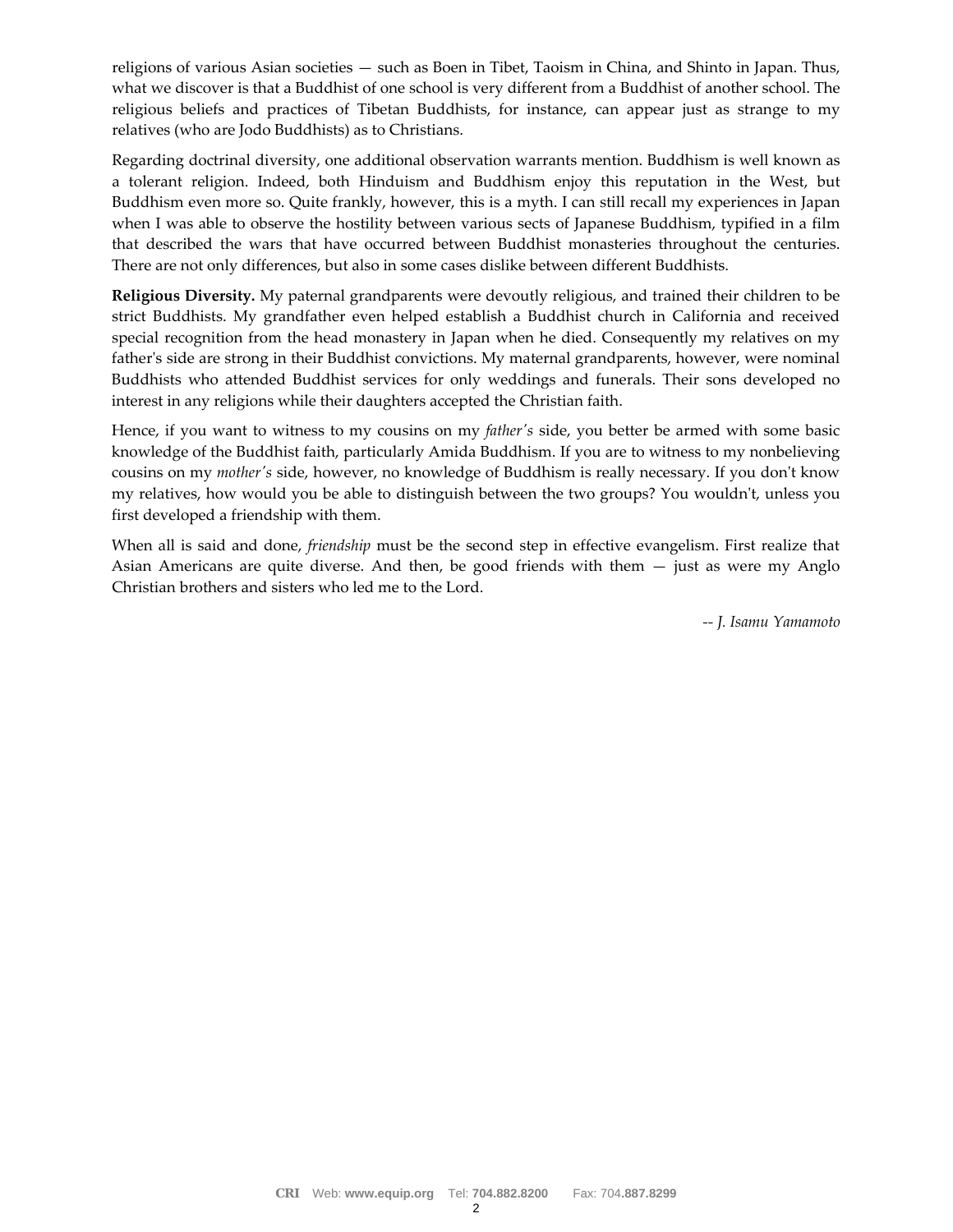religions of various Asian societies — such as Boen in Tibet, Taoism in China, and Shinto in Japan. Thus, what we discover is that a Buddhist of one school is very different from a Buddhist of another school. The religious beliefs and practices of Tibetan Buddhists, for instance, can appear just as strange to my relatives (who are Jodo Buddhists) as to Christians.

Regarding doctrinal diversity, one additional observation warrants mention. Buddhism is well known as a tolerant religion. Indeed, both Hinduism and Buddhism enjoy this reputation in the West, but Buddhism even more so. Quite frankly, however, this is a myth. I can still recall my experiences in Japan when I was able to observe the hostility between various sects of Japanese Buddhism, typified in a film that described the wars that have occurred between Buddhist monasteries throughout the centuries. There are not only differences, but also in some cases dislike between different Buddhists.

**Religious Diversity.** My paternal grandparents were devoutly religious, and trained their children to be strict Buddhists. My grandfather even helped establish a Buddhist church in California and received special recognition from the head monastery in Japan when he died. Consequently my relatives on my father's side are strong in their Buddhist convictions. My maternal grandparents, however, were nominal Buddhists who attended Buddhist services for only weddings and funerals. Their sons developed no interest in any religions while their daughters accepted the Christian faith.

Hence, if you want to witness to my cousins on my *father's* side, you better be armed with some basic knowledge of the Buddhist faith, particularly Amida Buddhism. If you are to witness to my nonbelieving cousins on my *mother's* side, however, no knowledge of Buddhism is really necessary. If you don't know my relatives, how would you be able to distinguish between the two groups? You wouldn't, unless you first developed a friendship with them.

When all is said and done, *friendship* must be the second step in effective evangelism. First realize that Asian Americans are quite diverse. And then, be good friends with them — just as were my Anglo Christian brothers and sisters who led me to the Lord.

*-- J. Isamu Yamamoto*